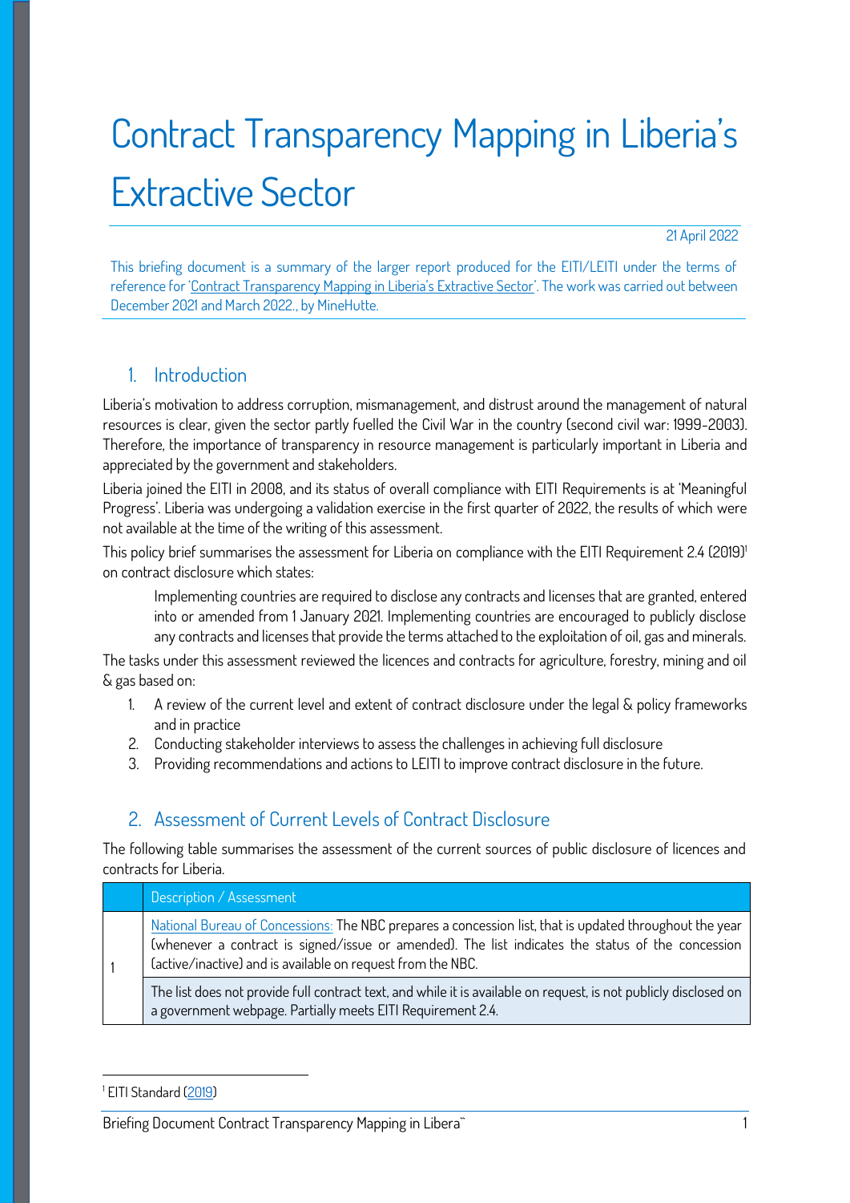# Contract Transparency Mapping in Liberia's Extractive Sector

21 April 2022

This briefing document is a summary of the larger report produced for the EITI/LEITI under the terms of reference for 'Contract Transparency Mapping in Liberia's Extractive Sector'. The work was carried out between December 2021 and March 2022., by MineHutte.

## 1. Introduction

Liberia's motivation to address corruption, mismanagement, and distrust around the management of natural resources is clear, given the sector partly fuelled the Civil War in the country (second civil war: 1999-2003). Therefore, the importance of transparency in resource management is particularly important in Liberia and appreciated by the government and stakeholders.

Liberia joined the EITI in 2008, and its status of overall compliance with EITI Requirements is at 'Meaningful Progress'. Liberia was undergoing a validation exercise in the first quarter of 2022, the results of which were not available at the time of the writing of this assessment.

This policy brief summarises the assessment for Liberia on compliance with the EITI Requirement 2.4 (2019)[1] on contract disclosure which states:

> Implementing countries are required to disclose any contracts and licenses that are granted, entered into or amended from 1 January 2021. Implementing countries are encouraged to publicly disclose any contracts and licenses that provide the terms attached to the exploitation of oil, gas and minerals.

The tasks under this assessment reviewed the licences and contracts for agriculture, forestry, mining and oil & gas based on:

1. A review of the current level and extent of contract disclosure under the legal & policy frameworks and in practice
2. Conducting stakeholder interviews to assess the challenges in achieving full disclosure
3. Providing recommendations and actions to LEITI to improve contract disclosure in the future.

## 2. Assessment of Current Levels of Contract Disclosure

The following table summarises the assessment of the current sources of public disclosure of licences and contracts for Liberia.

| | Description / Assessment |
|---|---|
| 1 | National Bureau of Concessions: The NBC prepares a concession list, that is updated throughout the year (whenever a contract is signed/issue or amended). The list indicates the status of the concession (active/inactive) and is available on request from the NBC. |
| | The list does not provide full contract text, and while it is available on request, is not publicly disclosed on a government webpage. Partially meets EITI Requirement 2.4. |

[1] EITI Standard (2019)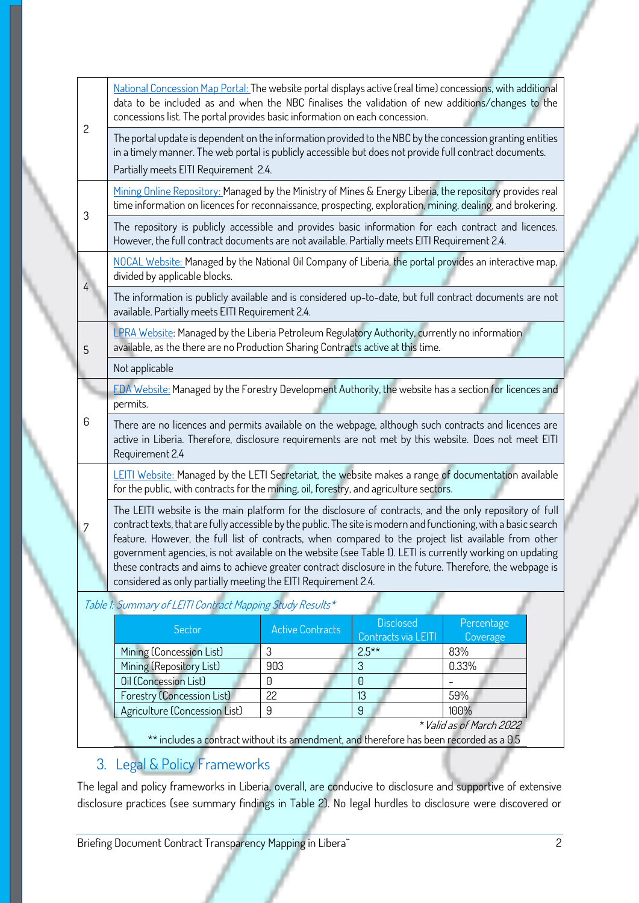| | |
|---|---|
| 2 | National Concession Map Portal: The website portal displays active (real time) concessions, with additional data to be included as and when the NBC finalises the validation of new additions/changes to the concessions list. The portal provides basic information on each concession. |
| | The portal update is dependent on the information provided to the NBC by the concession granting entities in a timely manner. The web portal is publicly accessible but does not provide full contract documents. Partially meets EITI Requirement 2.4. |
| 3 | Mining Online Repository: Managed by the Ministry of Mines & Energy Liberia, the repository provides real time information on licences for reconnaissance, prospecting, exploration, mining, dealing, and brokering. |
| | The repository is publicly accessible and provides basic information for each contract and licences. However, the full contract documents are not available. Partially meets EITI Requirement 2.4. |
| 4 | NOCAL Website: Managed by the National Oil Company of Liberia, the portal provides an interactive map, divided by applicable blocks. |
| | The information is publicly available and is considered up-to-date, but full contract documents are not available. Partially meets EITI Requirement 2.4. |
| 5 | LPRA Website: Managed by the Liberia Petroleum Regulatory Authority, currently no information available, as the there are no Production Sharing Contracts active at this time. |
| | Not applicable |
| 6 | FDA Website: Managed by the Forestry Development Authority, the website has a section for licences and permits. |
| | There are no licences and permits available on the webpage, although such contracts and licences are active in Liberia. Therefore, disclosure requirements are not met by this website. Does not meet EITI Requirement 2.4 |
| 7 | LEITI Website: Managed by the LETI Secretariat, the website makes a range of documentation available for the public, with contracts for the mining, oil, forestry, and agriculture sectors. |
| | The LEITI website is the main platform for the disclosure of contracts, and the only repository of full contract texts, that are fully accessible by the public. The site is modern and functioning, with a basic search feature. However, the full list of contracts, when compared to the project list available from other government agencies, is not available on the website (see Table 1). LETI is currently working on updating these contracts and aims to achieve greater contract disclosure in the future. Therefore, the webpage is considered as only partially meeting the EITI Requirement 2.4. |

*Table 1: Summary of LEITI Contract Mapping Study Results**

| Sector | Active Contracts | Disclosed Contracts via LEITI | Percentage Coverage |
|---|---|---|---|
| Mining (Concession List) | 3 | 2.5** | 83% |
| Mining (Repository List) | 903 | 3 | 0.33% |
| Oil (Concession List) | 0 | 0 | - |
| Forestry (Concession List) | 22 | 13 | 59% |
| Agriculture (Concession List) | 9 | 9 | 100% |

*\* Valid as of March 2022*

** includes a contract without its amendment, and therefore has been recorded as a 0.5

## 3. Legal & Policy Frameworks

The legal and policy frameworks in Liberia, overall, are conducive to disclosure and supportive of extensive disclosure practices (see summary findings in Table 2). No legal hurdles to disclosure were discovered or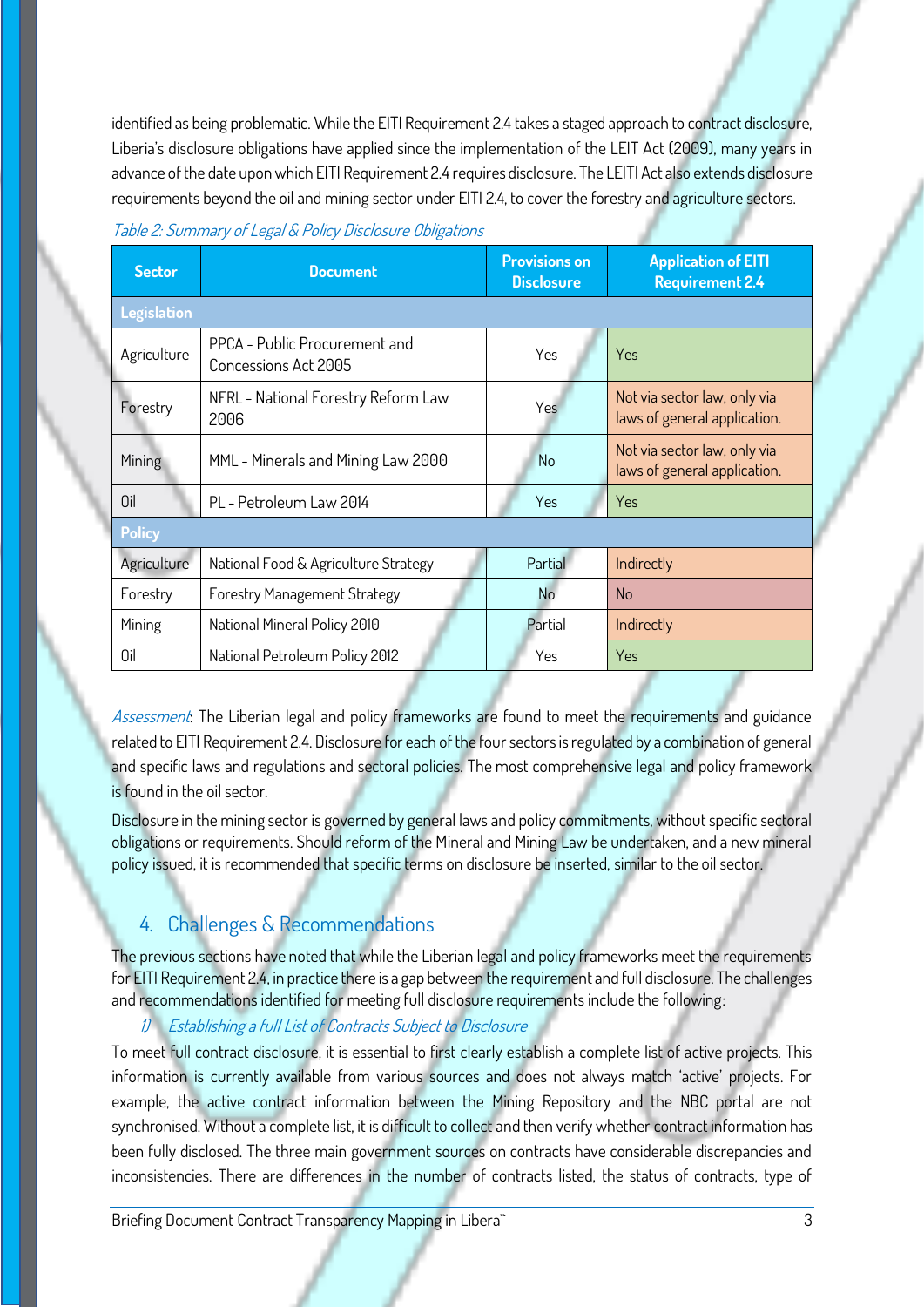identified as being problematic. While the EITI Requirement 2.4 takes a staged approach to contract disclosure, Liberia's disclosure obligations have applied since the implementation of the LEIT Act (2009), many years in advance of the date upon which EITI Requirement 2.4 requires disclosure. The LEITI Act also extends disclosure requirements beyond the oil and mining sector under EITI 2.4, to cover the forestry and agriculture sectors.

*Table 2: Summary of Legal & Policy Disclosure Obligations*

| Sector | Document | Provisions on Disclosure | Application of EITI Requirement 2.4 |
|---|---|---|---|
| **Legislation** | | | |
| Agriculture | PPCA - Public Procurement and Concessions Act 2005 | Yes | Yes |
| Forestry | NFRL - National Forestry Reform Law 2006 | Yes | Not via sector law, only via laws of general application. |
| Mining | MML - Minerals and Mining Law 2000 | No | Not via sector law, only via laws of general application. |
| Oil | PL - Petroleum Law 2014 | Yes | Yes |
| **Policy** | | | |
| Agriculture | National Food & Agriculture Strategy | Partial | Indirectly |
| Forestry | Forestry Management Strategy | No | No |
| Mining | National Mineral Policy 2010 | Partial | Indirectly |
| Oil | National Petroleum Policy 2012 | Yes | Yes |

*Assessment*: The Liberian legal and policy frameworks are found to meet the requirements and guidance related to EITI Requirement 2.4. Disclosure for each of the four sectors is regulated by a combination of general and specific laws and regulations and sectoral policies. The most comprehensive legal and policy framework is found in the oil sector.

Disclosure in the mining sector is governed by general laws and policy commitments, without specific sectoral obligations or requirements. Should reform of the Mineral and Mining Law be undertaken, and a new mineral policy issued, it is recommended that specific terms on disclosure be inserted, similar to the oil sector.

## 4. Challenges & Recommendations

The previous sections have noted that while the Liberian legal and policy frameworks meet the requirements for EITI Requirement 2.4, in practice there is a gap between the requirement and full disclosure. The challenges and recommendations identified for meeting full disclosure requirements include the following:

### 1) *Establishing a full List of Contracts Subject to Disclosure*

To meet full contract disclosure, it is essential to first clearly establish a complete list of active projects. This information is currently available from various sources and does not always match 'active' projects. For example, the active contract information between the Mining Repository and the NBC portal are not synchronised. Without a complete list, it is difficult to collect and then verify whether contract information has been fully disclosed. The three main government sources on contracts have considerable discrepancies and inconsistencies. There are differences in the number of contracts listed, the status of contracts, type of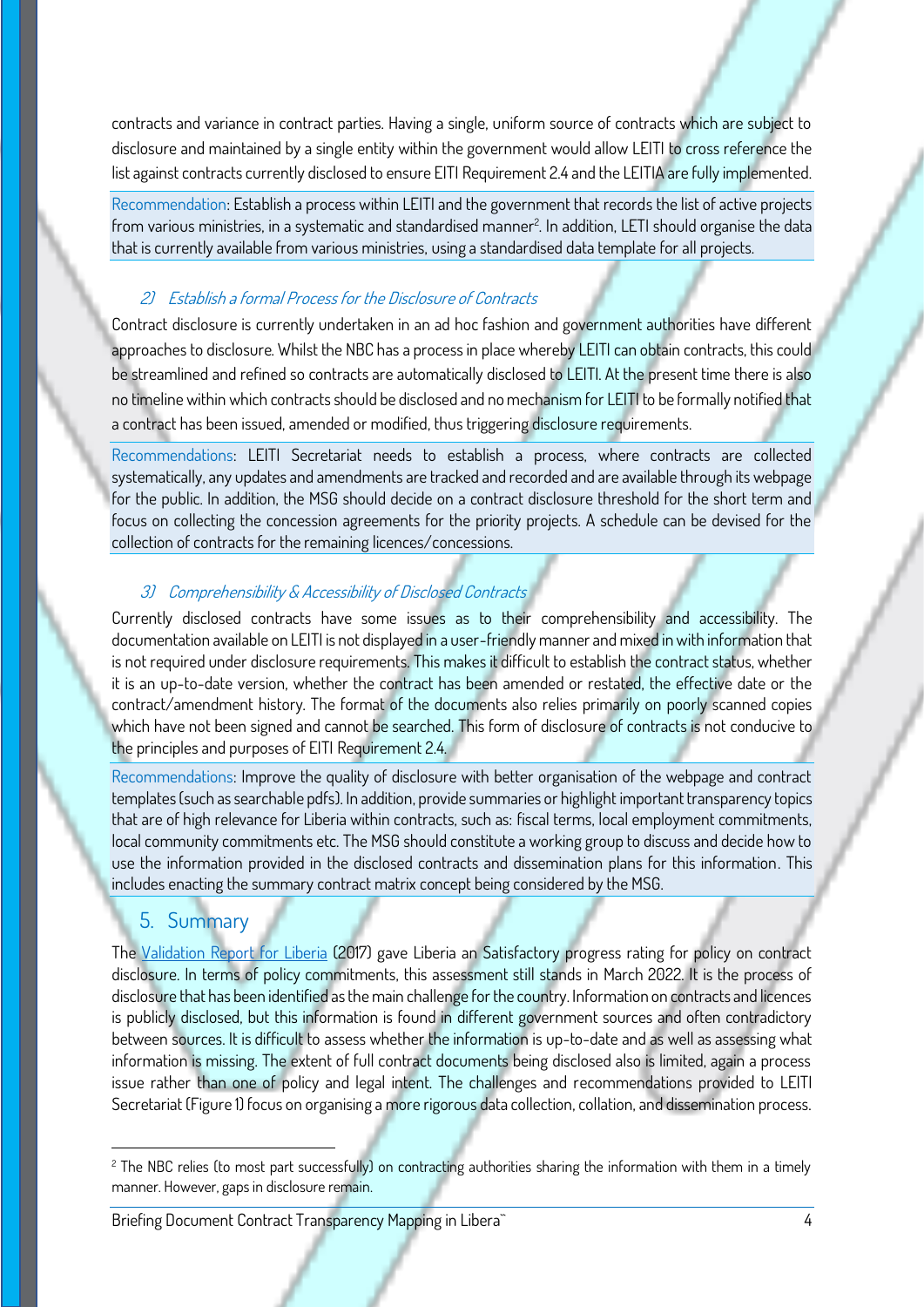contracts and variance in contract parties. Having a single, uniform source of contracts which are subject to disclosure and maintained by a single entity within the government would allow LEITI to cross reference the list against contracts currently disclosed to ensure EITI Requirement 2.4 and the LEITIA are fully implemented.

Recommendation: Establish a process within LEITI and the government that records the list of active projects from various ministries, in a systematic and standardised manner[2]. In addition, LETI should organise the data that is currently available from various ministries, using a standardised data template for all projects.

### *2) Establish a formal Process for the Disclosure of Contracts*

Contract disclosure is currently undertaken in an ad hoc fashion and government authorities have different approaches to disclosure. Whilst the NBC has a process in place whereby LEITI can obtain contracts, this could be streamlined and refined so contracts are automatically disclosed to LEITI. At the present time there is also no timeline within which contracts should be disclosed and no mechanism for LEITI to be formally notified that a contract has been issued, amended or modified, thus triggering disclosure requirements.

Recommendations: LEITI Secretariat needs to establish a process, where contracts are collected systematically, any updates and amendments are tracked and recorded and are available through its webpage for the public. In addition, the MSG should decide on a contract disclosure threshold for the short term and focus on collecting the concession agreements for the priority projects. A schedule can be devised for the collection of contracts for the remaining licences/concessions.

### *3) Comprehensibility & Accessibility of Disclosed Contracts*

Currently disclosed contracts have some issues as to their comprehensibility and accessibility. The documentation available on LEITI is not displayed in a user-friendly manner and mixed in with information that is not required under disclosure requirements. This makes it difficult to establish the contract status, whether it is an up-to-date version, whether the contract has been amended or restated, the effective date or the contract/amendment history. The format of the documents also relies primarily on poorly scanned copies which have not been signed and cannot be searched. This form of disclosure of contracts is not conducive to the principles and purposes of EITI Requirement 2.4.

Recommendations: Improve the quality of disclosure with better organisation of the webpage and contract templates (such as searchable pdfs). In addition, provide summaries or highlight important transparency topics that are of high relevance for Liberia within contracts, such as: fiscal terms, local employment commitments, local community commitments etc. The MSG should constitute a working group to discuss and decide how to use the information provided in the disclosed contracts and dissemination plans for this information. This includes enacting the summary contract matrix concept being considered by the MSG.

## 5. Summary

The Validation Report for Liberia (2017) gave Liberia an Satisfactory progress rating for policy on contract disclosure. In terms of policy commitments, this assessment still stands in March 2022. It is the process of disclosure that has been identified as the main challenge for the country. Information on contracts and licences is publicly disclosed, but this information is found in different government sources and often contradictory between sources. It is difficult to assess whether the information is up-to-date and as well as assessing what information is missing. The extent of full contract documents being disclosed also is limited, again a process issue rather than one of policy and legal intent. The challenges and recommendations provided to LEITI Secretariat (Figure 1) focus on organising a more rigorous data collection, collation, and dissemination process.

[2] The NBC relies (to most part successfully) on contracting authorities sharing the information with them in a timely manner. However, gaps in disclosure remain.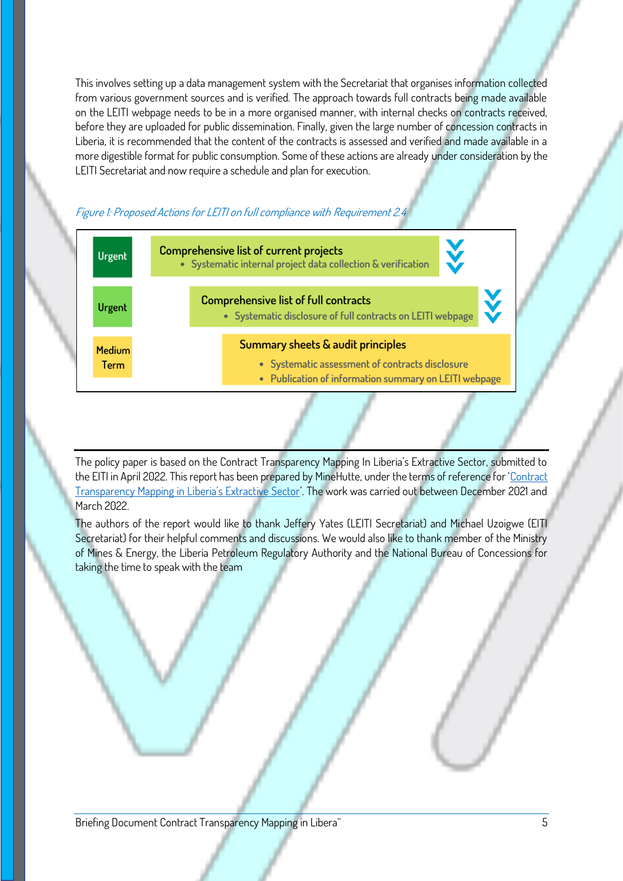This involves setting up a data management system with the Secretariat that organises information collected from various government sources and is verified. The approach towards full contracts being made available on the LEITI webpage needs to be in a more organised manner, with internal checks on contracts received, before they are uploaded for public dissemination. Finally, given the large number of concession contracts in Liberia, it is recommended that the content of the contracts is assessed and verified and made available in a more digestible format for public consumption. Some of these actions are already under consideration by the LEITI Secretariat and now require a schedule and plan for execution.

*Figure 1: Proposed Actions for LEITI on full compliance with Requirement 2.4*

Urgent

**Comprehensive list of current projects**
- Systematic internal project data collection & verification

Urgent

**Comprehensive list of full contracts**
- Systematic disclosure of full contracts on LEITI webpage

Medium Term

**Summary sheets & audit principles**
- Systematic assessment of contracts disclosure
- Publication of information summary on LEITI webpage

---

The policy paper is based on the Contract Transparency Mapping In Liberia's Extractive Sector, submitted to the EITI in April 2022. This report has been prepared by MineHutte, under the terms of reference for 'Contract Transparency Mapping in Liberia's Extractive Sector'. The work was carried out between December 2021 and March 2022.

The authors of the report would like to thank Jeffery Yates (LEITI Secretariat) and Michael Uzoigwe (EITI Secretariat) for their helpful comments and discussions. We would also like to thank member of the Ministry of Mines & Energy, the Liberia Petroleum Regulatory Authority and the National Bureau of Concessions for taking the time to speak with the team